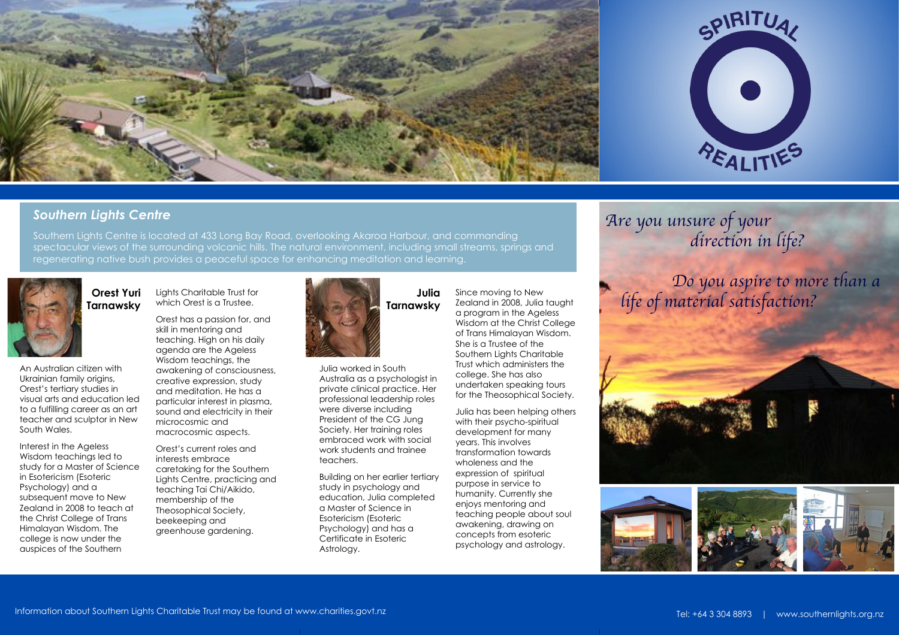SPIRITUAL REALITIES

## Southern Lights Centre

Southern Lights Centre is located at 433 Long Bay Road, overlooking Akaroa Harbour, and commanding spectacular views of the surrounding volcanic hills. The natural environment, including small streams, springs and regenerating native bush provides a peaceful space for enhancing meditation and learning.

### Orest Yuri Tarnawsky

An Australian citizen with Ukrainian family origins, Orest's tertiary studies in visual arts and education led to a fulfilling career as an art teacher and sculptor in New South Wales.

Interest in the Ageless Wisdom teachings led to study for a Master of Science in Esotericism (Esoteric Psychology) and a subsequent move to New Zealand in 2008 to teach at the Christ College of Trans Himalayan Wisdom. The college is now under the auspices of the Southern Lights Charitable Trust for which Orest is a Trustee.

Orest has a passion for, and skill in mentoring and teaching. High on his daily agenda are the Ageless Wisdom teachings, the awakening of consciousness, creative expression, study and meditation. He has a particular interest in plasma, sound and electricity in their microcosmic and macrocosmic aspects.

Orest's current roles and interests embrace caretaking for the Southern Lights Centre, practicing and teaching Tai Chi/Aikido, membership of the Theosophical Society, beekeeping and greenhouse gardening.

### Julia Tarnawsky

Julia worked in South Australia as a psychologist in private clinical practice. Her professional leadership roles were diverse including President of the CG Jung Society. Her training roles embraced work with social work students and trainee teachers.

Building on her earlier tertiary study in psychology and education, Julia completed a Master of Science in Esotericism (Esoteric Psychology) and has a Certificate in Esoteric Astrology.

Since moving to New Zealand in 2008, Julia taught a program in the Ageless Wisdom at the Christ College of Trans Himalayan Wisdom. She is a Trustee of the Southern Lights Charitable Trust which administers the college. She has also undertaken speaking tours for the Theosophical Society.

Julia has been helping others with their psycho-spiritual development for many years. This involves transformation towards wholeness and the expression of spiritual purpose in service to humanity. Currently she enjoys mentoring and teaching people about soul awakening, drawing on concepts from esoteric psychology and astrology.

*Are you unsure of your direction in life?*

*Do you aspire to more than a life of material satisfaction?*

Information about Southern Lights Charitable Trust may be found at www.charities.govt.nz

Tel: +64 3 304 8893 | www.southernlights.org.nz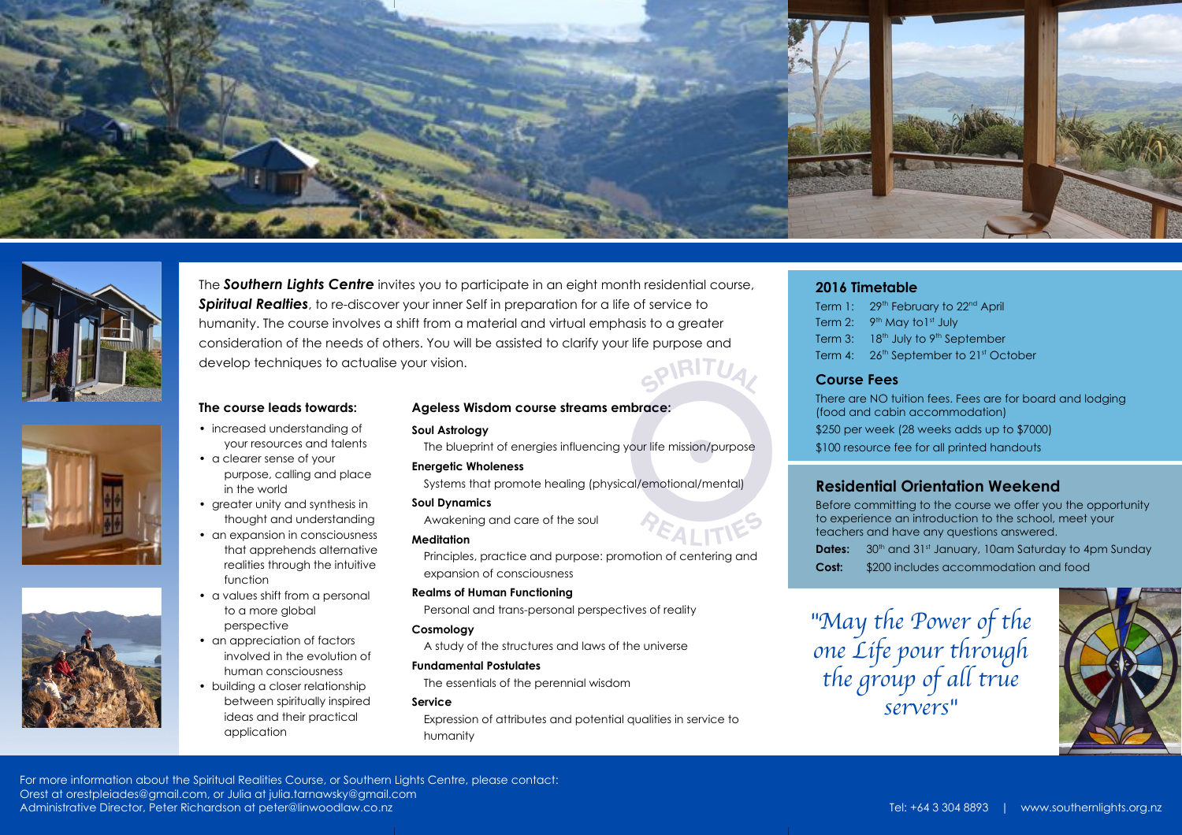The ***Southern Lights Centre*** invites you to participate in an eight month residential course, ***Spiritual Realties***, to re-discover your inner Self in preparation for a life of service to humanity. The course involves a shift from a material and virtual emphasis to a greater consideration of the needs of others. You will be assisted to clarify your life purpose and develop techniques to actualise your vision.

### The course leads towards:

- increased understanding of your resources and talents
- a clearer sense of your purpose, calling and place in the world
- greater unity and synthesis in thought and understanding
- an expansion in consciousness that apprehends alternative realities through the intuitive function
- a values shift from a personal to a more global perspective
- an appreciation of factors involved in the evolution of human consciousness
- building a closer relationship between spiritually inspired ideas and their practical application

### Ageless Wisdom course streams embrace:

**Soul Astrology**
The blueprint of energies influencing your life mission/purpose

**Energetic Wholeness**
Systems that promote healing (physical/emotional/mental)

**Soul Dynamics**
Awakening and care of the soul

**Meditation**
Principles, practice and purpose: promotion of centering and expansion of consciousness

**Realms of Human Functioning**
Personal and trans-personal perspectives of reality

**Cosmology**
A study of the structures and laws of the universe

**Fundamental Postulates**
The essentials of the perennial wisdom

**Service**
Expression of attributes and potential qualities in service to humanity

## 2016 Timetable

Term 1: 29th February to 22nd April
Term 2: 9th May to1st July
Term 3: 18th July to 9th September
Term 4: 26th September to 21st October

## Course Fees

There are NO tuition fees. Fees are for board and lodging (food and cabin accommodation)

$250 per week (28 weeks adds up to $7000)

$100 resource fee for all printed handouts

## Residential Orientation Weekend

Before committing to the course we offer you the opportunity to experience an introduction to the school, meet your teachers and have any questions answered.

**Dates:** 30th and 31st January, 10am Saturday to 4pm Sunday

**Cost:** $200 includes accommodation and food

*"May the Power of the one Life pour through the group of all true servers"*

For more information about the Spiritual Realities Course, or Southern Lights Centre, please contact:
Orest at orestpleiades@gmail.com, or Julia at julia.tarnawsky@gmail.com
Administrative Director, Peter Richardson at peter@linwoodlaw.co.nz

Tel: +64 3 304 8893 | www.southernlights.org.nz